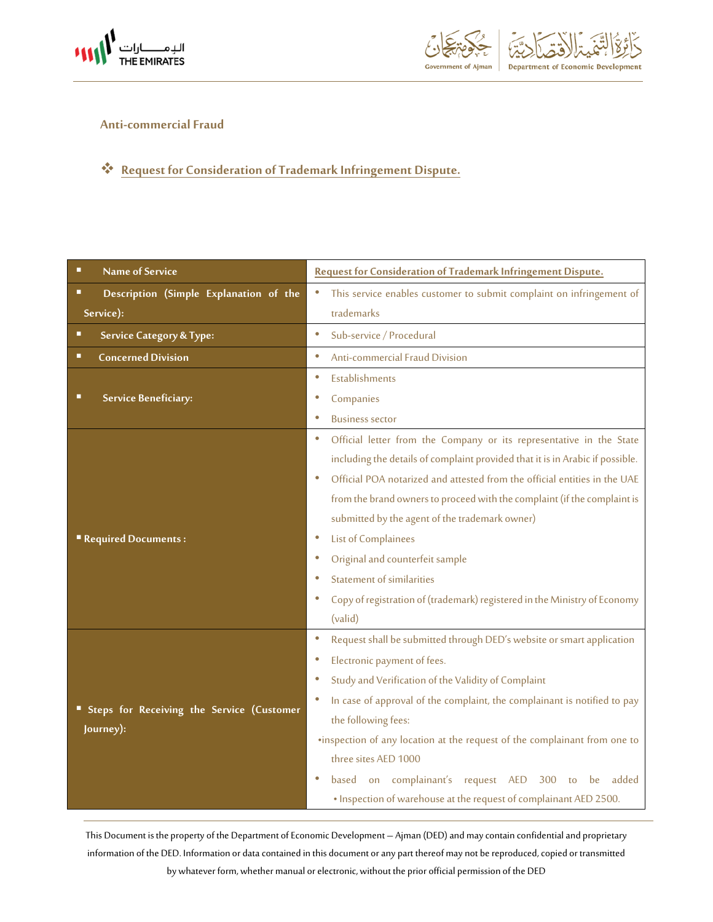## Anti-commercial Fraud

### ❖ Request for Consideration of Trademark Infringement Dispute.

| Name of Service | Request for Consideration of Trademark Infringement Dispute. |
|---|---|
| Description (Simple Explanation of the Service): | • This service enables customer to submit complaint on infringement of trademarks |
| Service Category & Type: | • Sub-service / Procedural |
| Concerned Division | • Anti-commercial Fraud Division |
| Service Beneficiary: | • Establishments<br>• Companies<br>• Business sector |
| Required Documents : | • Official letter from the Company or its representative in the State including the details of complaint provided that it is in Arabic if possible.<br>• Official POA notarized and attested from the official entities in the UAE from the brand owners to proceed with the complaint (if the complaint is submitted by the agent of the trademark owner)<br>• List of Complainees<br>• Original and counterfeit sample<br>• Statement of similarities<br>• Copy of registration of (trademark) registered in the Ministry of Economy (valid) |
| Steps for Receiving the Service (Customer Journey): | • Request shall be submitted through DED's website or smart application<br>• Electronic payment of fees.<br>• Study and Verification of the Validity of Complaint<br>• In case of approval of the complaint, the complainant is notified to pay the following fees:<br>•inspection of any location at the request of the complainant from one to three sites AED 1000<br>• based on complainant's request AED 300 to be added<br>• Inspection of warehouse at the request of complainant AED 2500. |

This Document is the property of the Department of Economic Development – Ajman (DED) and may contain confidential and proprietary information of the DED. Information or data contained in this document or any part thereof may not be reproduced, copied or transmitted by whatever form, whether manual or electronic, without the prior official permission of the DED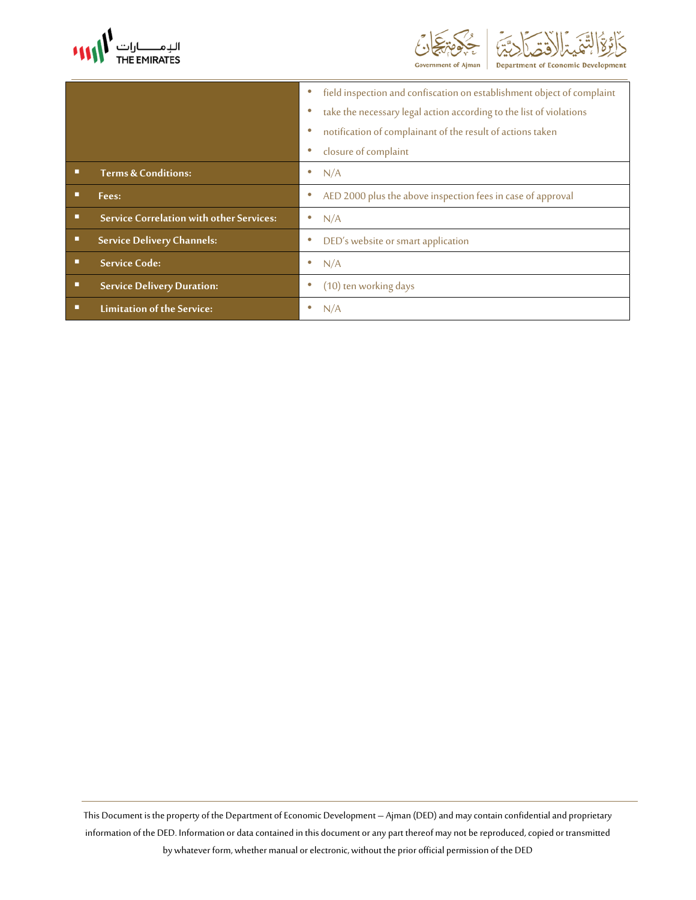| | |
|---|---|
| | • field inspection and confiscation on establishment object of complaint<br>• take the necessary legal action according to the list of violations<br>• notification of complainant of the result of actions taken<br>• closure of complaint |
| ▪ **Terms & Conditions:** | • N/A |
| ▪ **Fees:** | • AED 2000 plus the above inspection fees in case of approval |
| ▪ **Service Correlation with other Services:** | • N/A |
| ▪ **Service Delivery Channels:** | • DED's website or smart application |
| ▪ **Service Code:** | • N/A |
| ▪ **Service Delivery Duration:** | • (10) ten working days |
| ▪ **Limitation of the Service:** | • N/A |

This Document is the property of the Department of Economic Development – Ajman (DED) and may contain confidential and proprietary information of the DED. Information or data contained in this document or any part thereof may not be reproduced, copied or transmitted by whatever form, whether manual or electronic, without the prior official permission of the DED